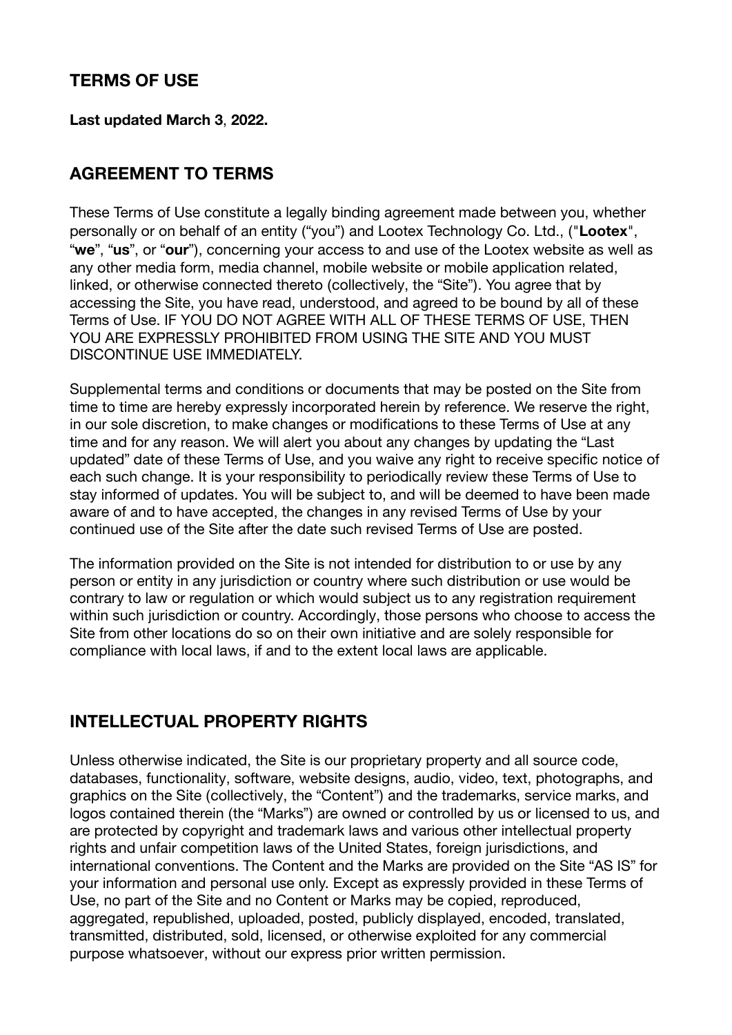## TERMS OF USE

**Last updated March 3, 2022.**

## AGREEMENT TO TERMS

These Terms of Use constitute a legally binding agreement made between you, whether personally or on behalf of an entity ("you") and Lootex Technology Co. Ltd., ("**Lootex**", "**we**", "**us**", or "**our**"), concerning your access to and use of the Lootex website as well as any other media form, media channel, mobile website or mobile application related, linked, or otherwise connected thereto (collectively, the "Site"). You agree that by accessing the Site, you have read, understood, and agreed to be bound by all of these Terms of Use. IF YOU DO NOT AGREE WITH ALL OF THESE TERMS OF USE, THEN YOU ARE EXPRESSLY PROHIBITED FROM USING THE SITE AND YOU MUST DISCONTINUE USE IMMEDIATELY.

Supplemental terms and conditions or documents that may be posted on the Site from time to time are hereby expressly incorporated herein by reference. We reserve the right, in our sole discretion, to make changes or modifications to these Terms of Use at any time and for any reason. We will alert you about any changes by updating the "Last updated" date of these Terms of Use, and you waive any right to receive specific notice of each such change. It is your responsibility to periodically review these Terms of Use to stay informed of updates. You will be subject to, and will be deemed to have been made aware of and to have accepted, the changes in any revised Terms of Use by your continued use of the Site after the date such revised Terms of Use are posted.

The information provided on the Site is not intended for distribution to or use by any person or entity in any jurisdiction or country where such distribution or use would be contrary to law or regulation or which would subject us to any registration requirement within such jurisdiction or country. Accordingly, those persons who choose to access the Site from other locations do so on their own initiative and are solely responsible for compliance with local laws, if and to the extent local laws are applicable.

## INTELLECTUAL PROPERTY RIGHTS

Unless otherwise indicated, the Site is our proprietary property and all source code, databases, functionality, software, website designs, audio, video, text, photographs, and graphics on the Site (collectively, the "Content") and the trademarks, service marks, and logos contained therein (the "Marks") are owned or controlled by us or licensed to us, and are protected by copyright and trademark laws and various other intellectual property rights and unfair competition laws of the United States, foreign jurisdictions, and international conventions. The Content and the Marks are provided on the Site "AS IS" for your information and personal use only. Except as expressly provided in these Terms of Use, no part of the Site and no Content or Marks may be copied, reproduced, aggregated, republished, uploaded, posted, publicly displayed, encoded, translated, transmitted, distributed, sold, licensed, or otherwise exploited for any commercial purpose whatsoever, without our express prior written permission.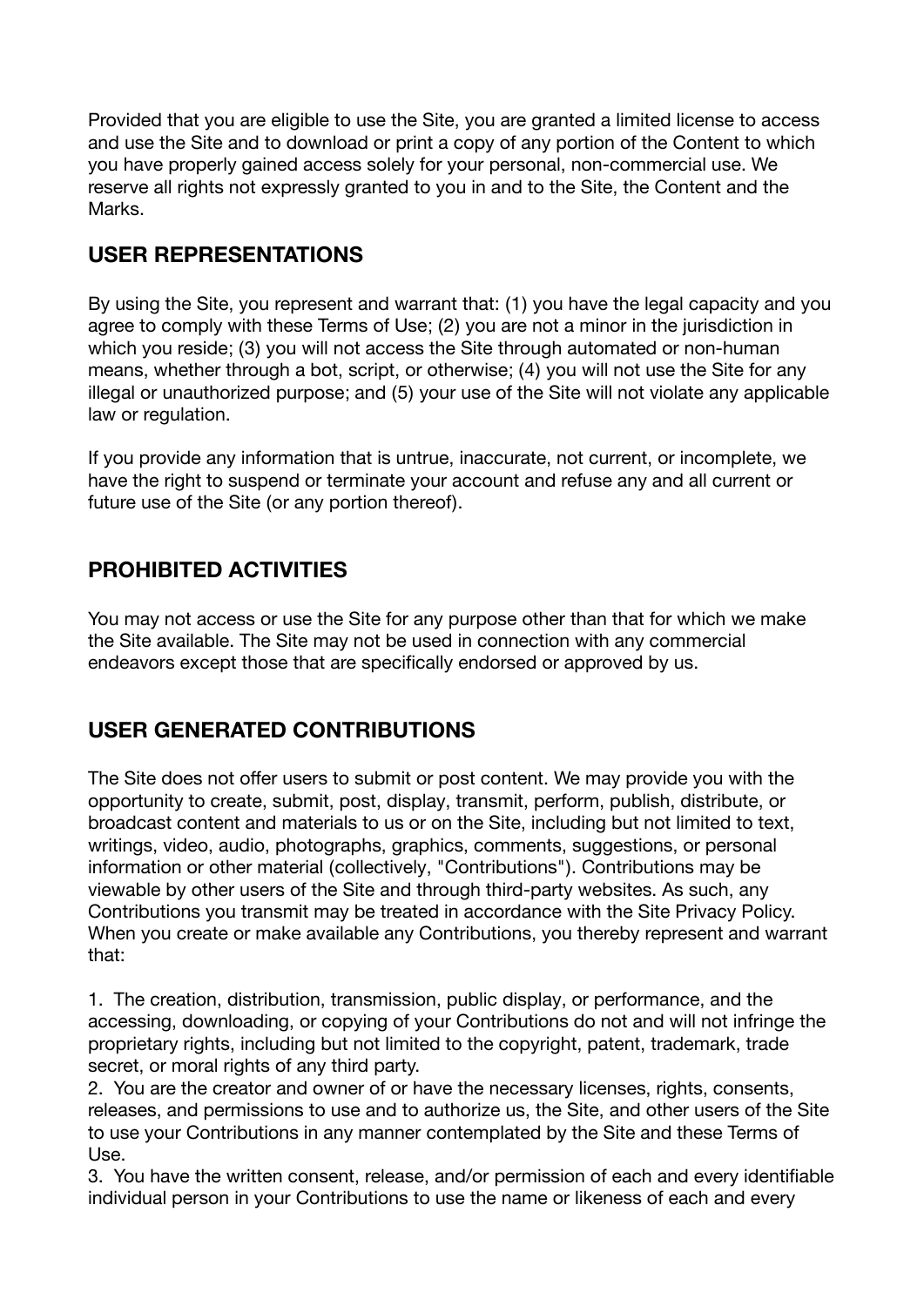Provided that you are eligible to use the Site, you are granted a limited license to access and use the Site and to download or print a copy of any portion of the Content to which you have properly gained access solely for your personal, non-commercial use. We reserve all rights not expressly granted to you in and to the Site, the Content and the Marks.

## USER REPRESENTATIONS

By using the Site, you represent and warrant that: (1) you have the legal capacity and you agree to comply with these Terms of Use; (2) you are not a minor in the jurisdiction in which you reside; (3) you will not access the Site through automated or non-human means, whether through a bot, script, or otherwise; (4) you will not use the Site for any illegal or unauthorized purpose; and (5) your use of the Site will not violate any applicable law or regulation.

If you provide any information that is untrue, inaccurate, not current, or incomplete, we have the right to suspend or terminate your account and refuse any and all current or future use of the Site (or any portion thereof).

## PROHIBITED ACTIVITIES

You may not access or use the Site for any purpose other than that for which we make the Site available. The Site may not be used in connection with any commercial endeavors except those that are specifically endorsed or approved by us.

## USER GENERATED CONTRIBUTIONS

The Site does not offer users to submit or post content. We may provide you with the opportunity to create, submit, post, display, transmit, perform, publish, distribute, or broadcast content and materials to us or on the Site, including but not limited to text, writings, video, audio, photographs, graphics, comments, suggestions, or personal information or other material (collectively, "Contributions"). Contributions may be viewable by other users of the Site and through third-party websites. As such, any Contributions you transmit may be treated in accordance with the Site Privacy Policy. When you create or make available any Contributions, you thereby represent and warrant that:

1. The creation, distribution, transmission, public display, or performance, and the accessing, downloading, or copying of your Contributions do not and will not infringe the proprietary rights, including but not limited to the copyright, patent, trademark, trade secret, or moral rights of any third party.
2. You are the creator and owner of or have the necessary licenses, rights, consents, releases, and permissions to use and to authorize us, the Site, and other users of the Site to use your Contributions in any manner contemplated by the Site and these Terms of Use.
3. You have the written consent, release, and/or permission of each and every identifiable individual person in your Contributions to use the name or likeness of each and every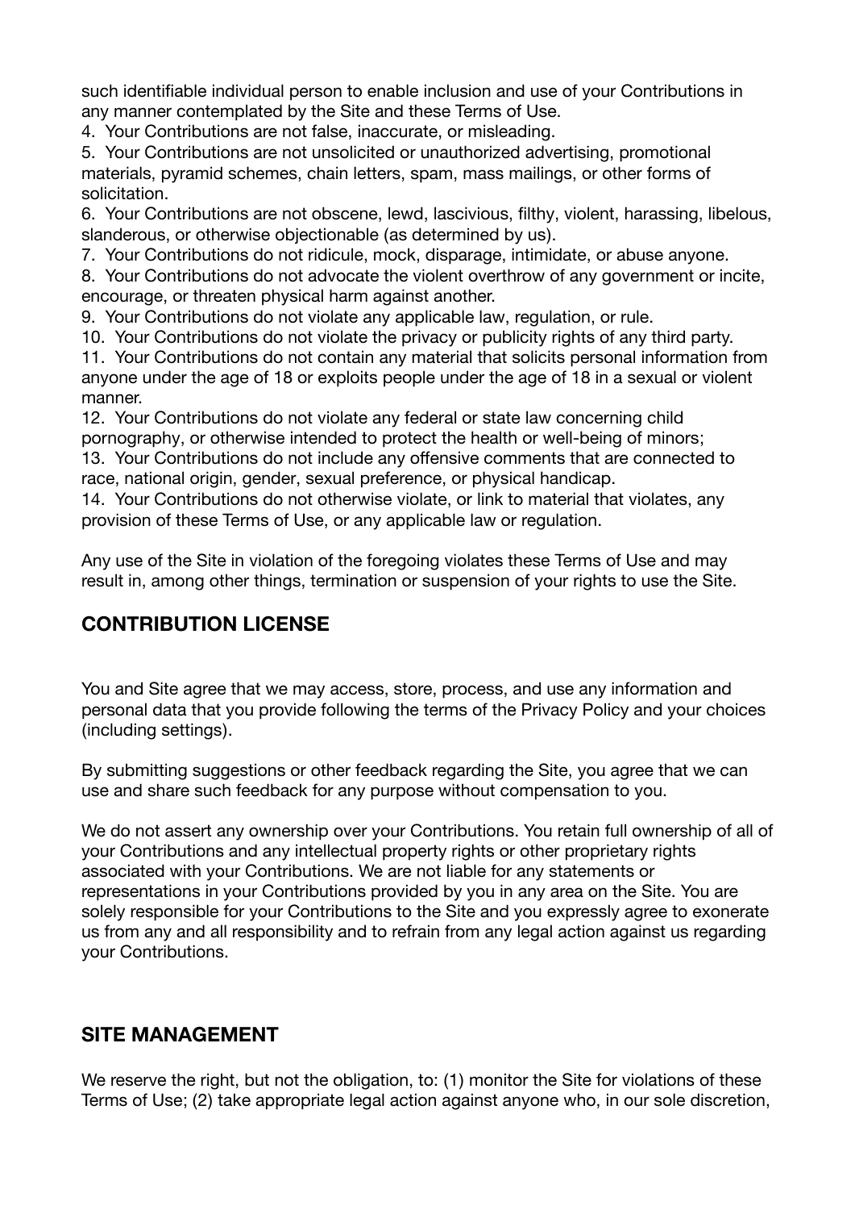such identifiable individual person to enable inclusion and use of your Contributions in any manner contemplated by the Site and these Terms of Use.

4. Your Contributions are not false, inaccurate, or misleading.
5. Your Contributions are not unsolicited or unauthorized advertising, promotional materials, pyramid schemes, chain letters, spam, mass mailings, or other forms of solicitation.
6. Your Contributions are not obscene, lewd, lascivious, filthy, violent, harassing, libelous, slanderous, or otherwise objectionable (as determined by us).
7. Your Contributions do not ridicule, mock, disparage, intimidate, or abuse anyone.
8. Your Contributions do not advocate the violent overthrow of any government or incite, encourage, or threaten physical harm against another.
9. Your Contributions do not violate any applicable law, regulation, or rule.
10. Your Contributions do not violate the privacy or publicity rights of any third party.
11. Your Contributions do not contain any material that solicits personal information from anyone under the age of 18 or exploits people under the age of 18 in a sexual or violent manner.
12. Your Contributions do not violate any federal or state law concerning child pornography, or otherwise intended to protect the health or well-being of minors;
13. Your Contributions do not include any offensive comments that are connected to race, national origin, gender, sexual preference, or physical handicap.
14. Your Contributions do not otherwise violate, or link to material that violates, any provision of these Terms of Use, or any applicable law or regulation.

Any use of the Site in violation of the foregoing violates these Terms of Use and may result in, among other things, termination or suspension of your rights to use the Site.

## CONTRIBUTION LICENSE

You and Site agree that we may access, store, process, and use any information and personal data that you provide following the terms of the Privacy Policy and your choices (including settings).

By submitting suggestions or other feedback regarding the Site, you agree that we can use and share such feedback for any purpose without compensation to you.

We do not assert any ownership over your Contributions. You retain full ownership of all of your Contributions and any intellectual property rights or other proprietary rights associated with your Contributions. We are not liable for any statements or representations in your Contributions provided by you in any area on the Site. You are solely responsible for your Contributions to the Site and you expressly agree to exonerate us from any and all responsibility and to refrain from any legal action against us regarding your Contributions.

## SITE MANAGEMENT

We reserve the right, but not the obligation, to: (1) monitor the Site for violations of these Terms of Use; (2) take appropriate legal action against anyone who, in our sole discretion,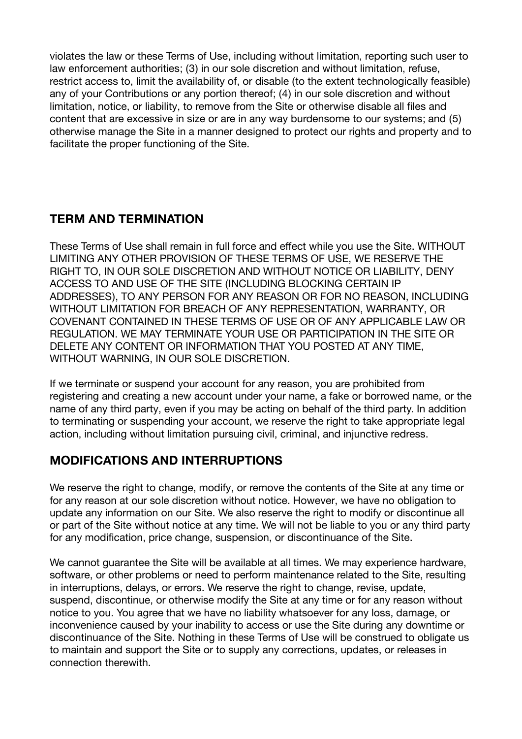violates the law or these Terms of Use, including without limitation, reporting such user to law enforcement authorities; (3) in our sole discretion and without limitation, refuse, restrict access to, limit the availability of, or disable (to the extent technologically feasible) any of your Contributions or any portion thereof; (4) in our sole discretion and without limitation, notice, or liability, to remove from the Site or otherwise disable all files and content that are excessive in size or are in any way burdensome to our systems; and (5) otherwise manage the Site in a manner designed to protect our rights and property and to facilitate the proper functioning of the Site.

## TERM AND TERMINATION

These Terms of Use shall remain in full force and effect while you use the Site. WITHOUT LIMITING ANY OTHER PROVISION OF THESE TERMS OF USE, WE RESERVE THE RIGHT TO, IN OUR SOLE DISCRETION AND WITHOUT NOTICE OR LIABILITY, DENY ACCESS TO AND USE OF THE SITE (INCLUDING BLOCKING CERTAIN IP ADDRESSES), TO ANY PERSON FOR ANY REASON OR FOR NO REASON, INCLUDING WITHOUT LIMITATION FOR BREACH OF ANY REPRESENTATION, WARRANTY, OR COVENANT CONTAINED IN THESE TERMS OF USE OR OF ANY APPLICABLE LAW OR REGULATION. WE MAY TERMINATE YOUR USE OR PARTICIPATION IN THE SITE OR DELETE ANY CONTENT OR INFORMATION THAT YOU POSTED AT ANY TIME, WITHOUT WARNING, IN OUR SOLE DISCRETION.

If we terminate or suspend your account for any reason, you are prohibited from registering and creating a new account under your name, a fake or borrowed name, or the name of any third party, even if you may be acting on behalf of the third party. In addition to terminating or suspending your account, we reserve the right to take appropriate legal action, including without limitation pursuing civil, criminal, and injunctive redress.

## MODIFICATIONS AND INTERRUPTIONS

We reserve the right to change, modify, or remove the contents of the Site at any time or for any reason at our sole discretion without notice. However, we have no obligation to update any information on our Site. We also reserve the right to modify or discontinue all or part of the Site without notice at any time. We will not be liable to you or any third party for any modification, price change, suspension, or discontinuance of the Site.

We cannot guarantee the Site will be available at all times. We may experience hardware, software, or other problems or need to perform maintenance related to the Site, resulting in interruptions, delays, or errors. We reserve the right to change, revise, update, suspend, discontinue, or otherwise modify the Site at any time or for any reason without notice to you. You agree that we have no liability whatsoever for any loss, damage, or inconvenience caused by your inability to access or use the Site during any downtime or discontinuance of the Site. Nothing in these Terms of Use will be construed to obligate us to maintain and support the Site or to supply any corrections, updates, or releases in connection therewith.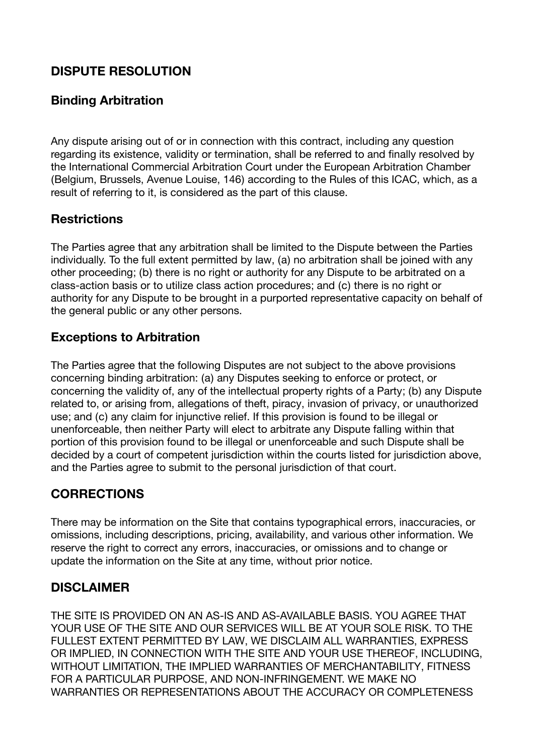## DISPUTE RESOLUTION

### Binding Arbitration

Any dispute arising out of or in connection with this contract, including any question regarding its existence, validity or termination, shall be referred to and finally resolved by the International Commercial Arbitration Court under the European Arbitration Chamber (Belgium, Brussels, Avenue Louise, 146) according to the Rules of this ICAC, which, as a result of referring to it, is considered as the part of this clause.

### Restrictions

The Parties agree that any arbitration shall be limited to the Dispute between the Parties individually. To the full extent permitted by law, (a) no arbitration shall be joined with any other proceeding; (b) there is no right or authority for any Dispute to be arbitrated on a class-action basis or to utilize class action procedures; and (c) there is no right or authority for any Dispute to be brought in a purported representative capacity on behalf of the general public or any other persons.

### Exceptions to Arbitration

The Parties agree that the following Disputes are not subject to the above provisions concerning binding arbitration: (a) any Disputes seeking to enforce or protect, or concerning the validity of, any of the intellectual property rights of a Party; (b) any Dispute related to, or arising from, allegations of theft, piracy, invasion of privacy, or unauthorized use; and (c) any claim for injunctive relief. If this provision is found to be illegal or unenforceable, then neither Party will elect to arbitrate any Dispute falling within that portion of this provision found to be illegal or unenforceable and such Dispute shall be decided by a court of competent jurisdiction within the courts listed for jurisdiction above, and the Parties agree to submit to the personal jurisdiction of that court.

## CORRECTIONS

There may be information on the Site that contains typographical errors, inaccuracies, or omissions, including descriptions, pricing, availability, and various other information. We reserve the right to correct any errors, inaccuracies, or omissions and to change or update the information on the Site at any time, without prior notice.

## DISCLAIMER

THE SITE IS PROVIDED ON AN AS-IS AND AS-AVAILABLE BASIS. YOU AGREE THAT YOUR USE OF THE SITE AND OUR SERVICES WILL BE AT YOUR SOLE RISK. TO THE FULLEST EXTENT PERMITTED BY LAW, WE DISCLAIM ALL WARRANTIES, EXPRESS OR IMPLIED, IN CONNECTION WITH THE SITE AND YOUR USE THEREOF, INCLUDING, WITHOUT LIMITATION, THE IMPLIED WARRANTIES OF MERCHANTABILITY, FITNESS FOR A PARTICULAR PURPOSE, AND NON-INFRINGEMENT. WE MAKE NO WARRANTIES OR REPRESENTATIONS ABOUT THE ACCURACY OR COMPLETENESS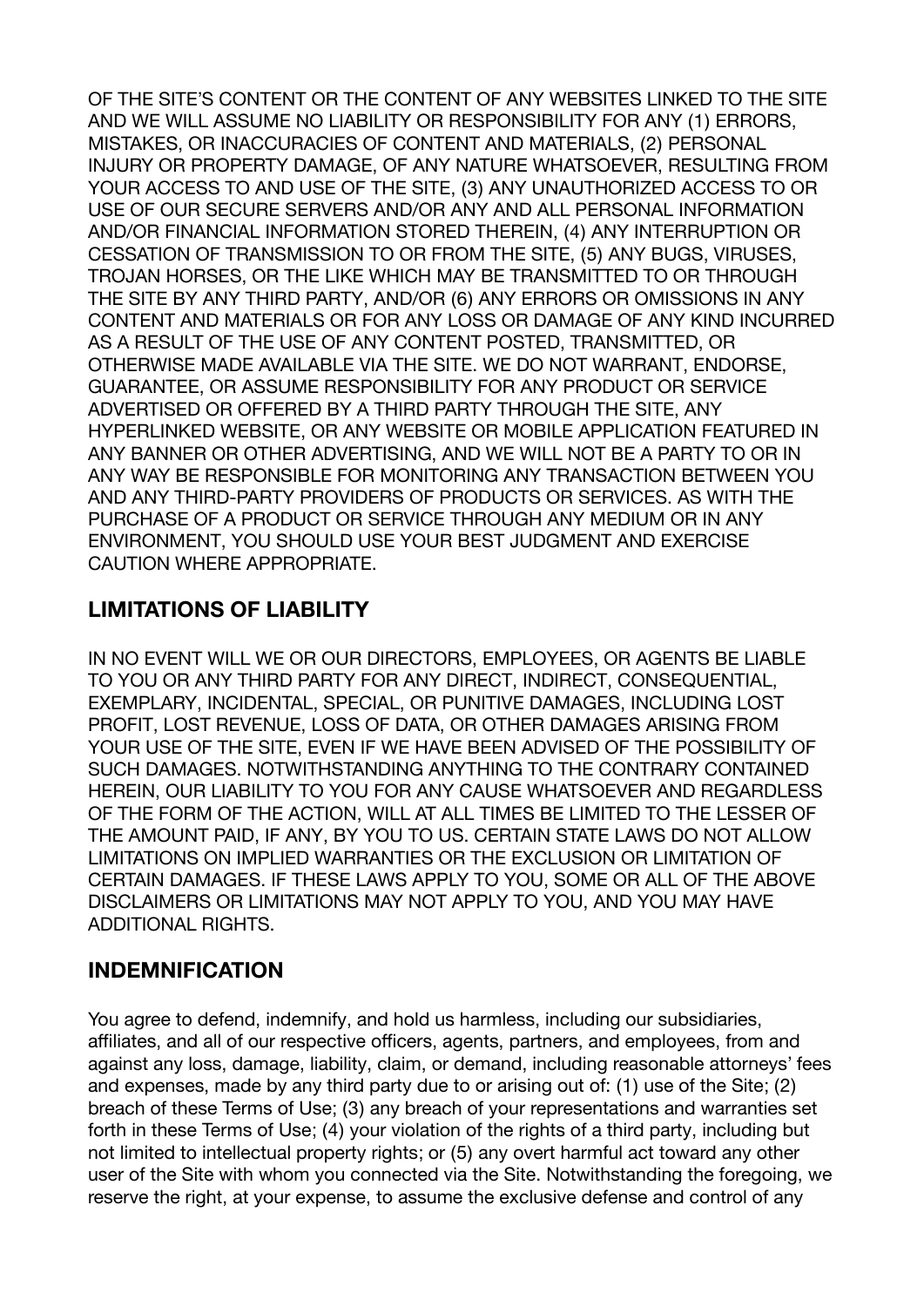OF THE SITE'S CONTENT OR THE CONTENT OF ANY WEBSITES LINKED TO THE SITE AND WE WILL ASSUME NO LIABILITY OR RESPONSIBILITY FOR ANY (1) ERRORS, MISTAKES, OR INACCURACIES OF CONTENT AND MATERIALS, (2) PERSONAL INJURY OR PROPERTY DAMAGE, OF ANY NATURE WHATSOEVER, RESULTING FROM YOUR ACCESS TO AND USE OF THE SITE, (3) ANY UNAUTHORIZED ACCESS TO OR USE OF OUR SECURE SERVERS AND/OR ANY AND ALL PERSONAL INFORMATION AND/OR FINANCIAL INFORMATION STORED THEREIN, (4) ANY INTERRUPTION OR CESSATION OF TRANSMISSION TO OR FROM THE SITE, (5) ANY BUGS, VIRUSES, TROJAN HORSES, OR THE LIKE WHICH MAY BE TRANSMITTED TO OR THROUGH THE SITE BY ANY THIRD PARTY, AND/OR (6) ANY ERRORS OR OMISSIONS IN ANY CONTENT AND MATERIALS OR FOR ANY LOSS OR DAMAGE OF ANY KIND INCURRED AS A RESULT OF THE USE OF ANY CONTENT POSTED, TRANSMITTED, OR OTHERWISE MADE AVAILABLE VIA THE SITE. WE DO NOT WARRANT, ENDORSE, GUARANTEE, OR ASSUME RESPONSIBILITY FOR ANY PRODUCT OR SERVICE ADVERTISED OR OFFERED BY A THIRD PARTY THROUGH THE SITE, ANY HYPERLINKED WEBSITE, OR ANY WEBSITE OR MOBILE APPLICATION FEATURED IN ANY BANNER OR OTHER ADVERTISING, AND WE WILL NOT BE A PARTY TO OR IN ANY WAY BE RESPONSIBLE FOR MONITORING ANY TRANSACTION BETWEEN YOU AND ANY THIRD-PARTY PROVIDERS OF PRODUCTS OR SERVICES. AS WITH THE PURCHASE OF A PRODUCT OR SERVICE THROUGH ANY MEDIUM OR IN ANY ENVIRONMENT, YOU SHOULD USE YOUR BEST JUDGMENT AND EXERCISE CAUTION WHERE APPROPRIATE.

## LIMITATIONS OF LIABILITY

IN NO EVENT WILL WE OR OUR DIRECTORS, EMPLOYEES, OR AGENTS BE LIABLE TO YOU OR ANY THIRD PARTY FOR ANY DIRECT, INDIRECT, CONSEQUENTIAL, EXEMPLARY, INCIDENTAL, SPECIAL, OR PUNITIVE DAMAGES, INCLUDING LOST PROFIT, LOST REVENUE, LOSS OF DATA, OR OTHER DAMAGES ARISING FROM YOUR USE OF THE SITE, EVEN IF WE HAVE BEEN ADVISED OF THE POSSIBILITY OF SUCH DAMAGES. NOTWITHSTANDING ANYTHING TO THE CONTRARY CONTAINED HEREIN, OUR LIABILITY TO YOU FOR ANY CAUSE WHATSOEVER AND REGARDLESS OF THE FORM OF THE ACTION, WILL AT ALL TIMES BE LIMITED TO THE LESSER OF THE AMOUNT PAID, IF ANY, BY YOU TO US. CERTAIN STATE LAWS DO NOT ALLOW LIMITATIONS ON IMPLIED WARRANTIES OR THE EXCLUSION OR LIMITATION OF CERTAIN DAMAGES. IF THESE LAWS APPLY TO YOU, SOME OR ALL OF THE ABOVE DISCLAIMERS OR LIMITATIONS MAY NOT APPLY TO YOU, AND YOU MAY HAVE ADDITIONAL RIGHTS.

## INDEMNIFICATION

You agree to defend, indemnify, and hold us harmless, including our subsidiaries, affiliates, and all of our respective officers, agents, partners, and employees, from and against any loss, damage, liability, claim, or demand, including reasonable attorneys' fees and expenses, made by any third party due to or arising out of: (1) use of the Site; (2) breach of these Terms of Use; (3) any breach of your representations and warranties set forth in these Terms of Use; (4) your violation of the rights of a third party, including but not limited to intellectual property rights; or (5) any overt harmful act toward any other user of the Site with whom you connected via the Site. Notwithstanding the foregoing, we reserve the right, at your expense, to assume the exclusive defense and control of any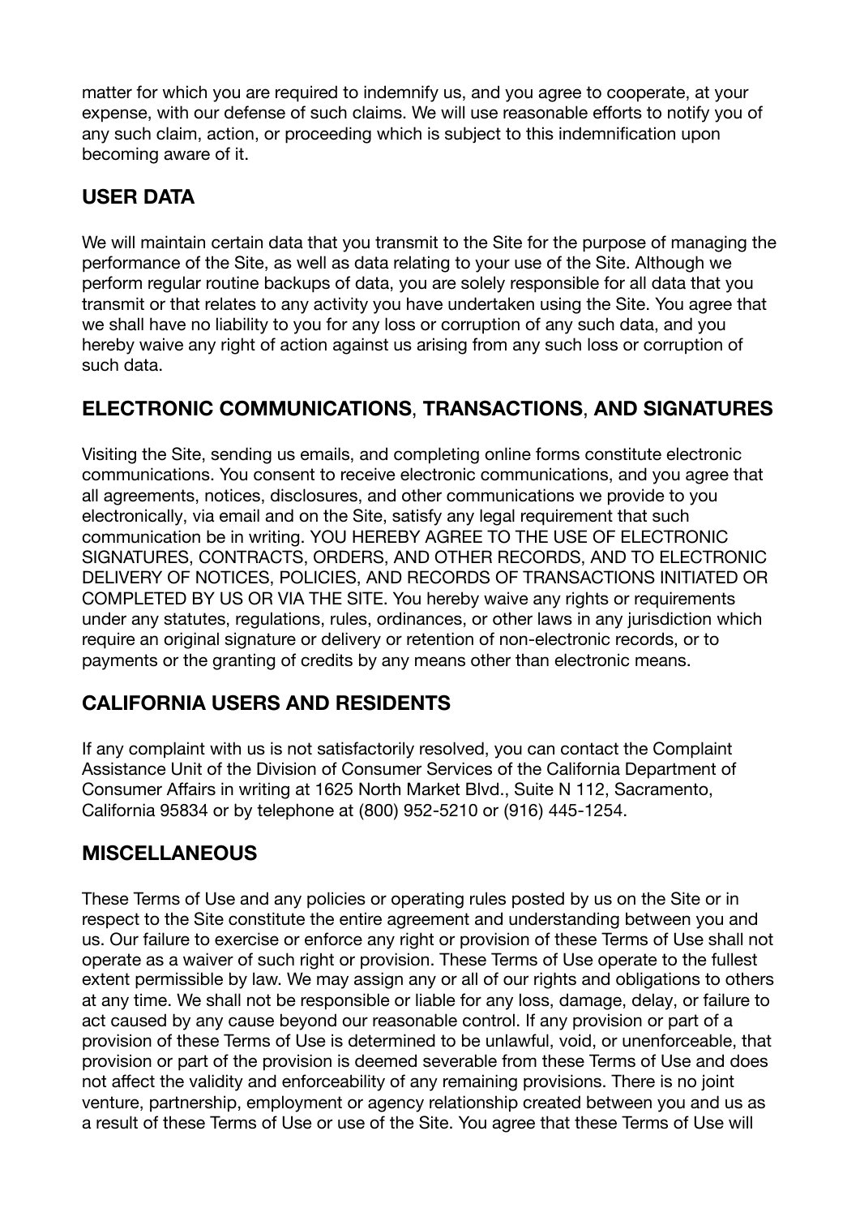matter for which you are required to indemnify us, and you agree to cooperate, at your expense, with our defense of such claims. We will use reasonable efforts to notify you of any such claim, action, or proceeding which is subject to this indemnification upon becoming aware of it.

## USER DATA

We will maintain certain data that you transmit to the Site for the purpose of managing the performance of the Site, as well as data relating to your use of the Site. Although we perform regular routine backups of data, you are solely responsible for all data that you transmit or that relates to any activity you have undertaken using the Site. You agree that we shall have no liability to you for any loss or corruption of any such data, and you hereby waive any right of action against us arising from any such loss or corruption of such data.

## ELECTRONIC COMMUNICATIONS, TRANSACTIONS, AND SIGNATURES

Visiting the Site, sending us emails, and completing online forms constitute electronic communications. You consent to receive electronic communications, and you agree that all agreements, notices, disclosures, and other communications we provide to you electronically, via email and on the Site, satisfy any legal requirement that such communication be in writing. YOU HEREBY AGREE TO THE USE OF ELECTRONIC SIGNATURES, CONTRACTS, ORDERS, AND OTHER RECORDS, AND TO ELECTRONIC DELIVERY OF NOTICES, POLICIES, AND RECORDS OF TRANSACTIONS INITIATED OR COMPLETED BY US OR VIA THE SITE. You hereby waive any rights or requirements under any statutes, regulations, rules, ordinances, or other laws in any jurisdiction which require an original signature or delivery or retention of non-electronic records, or to payments or the granting of credits by any means other than electronic means.

## CALIFORNIA USERS AND RESIDENTS

If any complaint with us is not satisfactorily resolved, you can contact the Complaint Assistance Unit of the Division of Consumer Services of the California Department of Consumer Affairs in writing at 1625 North Market Blvd., Suite N 112, Sacramento, California 95834 or by telephone at (800) 952-5210 or (916) 445-1254.

## MISCELLANEOUS

These Terms of Use and any policies or operating rules posted by us on the Site or in respect to the Site constitute the entire agreement and understanding between you and us. Our failure to exercise or enforce any right or provision of these Terms of Use shall not operate as a waiver of such right or provision. These Terms of Use operate to the fullest extent permissible by law. We may assign any or all of our rights and obligations to others at any time. We shall not be responsible or liable for any loss, damage, delay, or failure to act caused by any cause beyond our reasonable control. If any provision or part of a provision of these Terms of Use is determined to be unlawful, void, or unenforceable, that provision or part of the provision is deemed severable from these Terms of Use and does not affect the validity and enforceability of any remaining provisions. There is no joint venture, partnership, employment or agency relationship created between you and us as a result of these Terms of Use or use of the Site. You agree that these Terms of Use will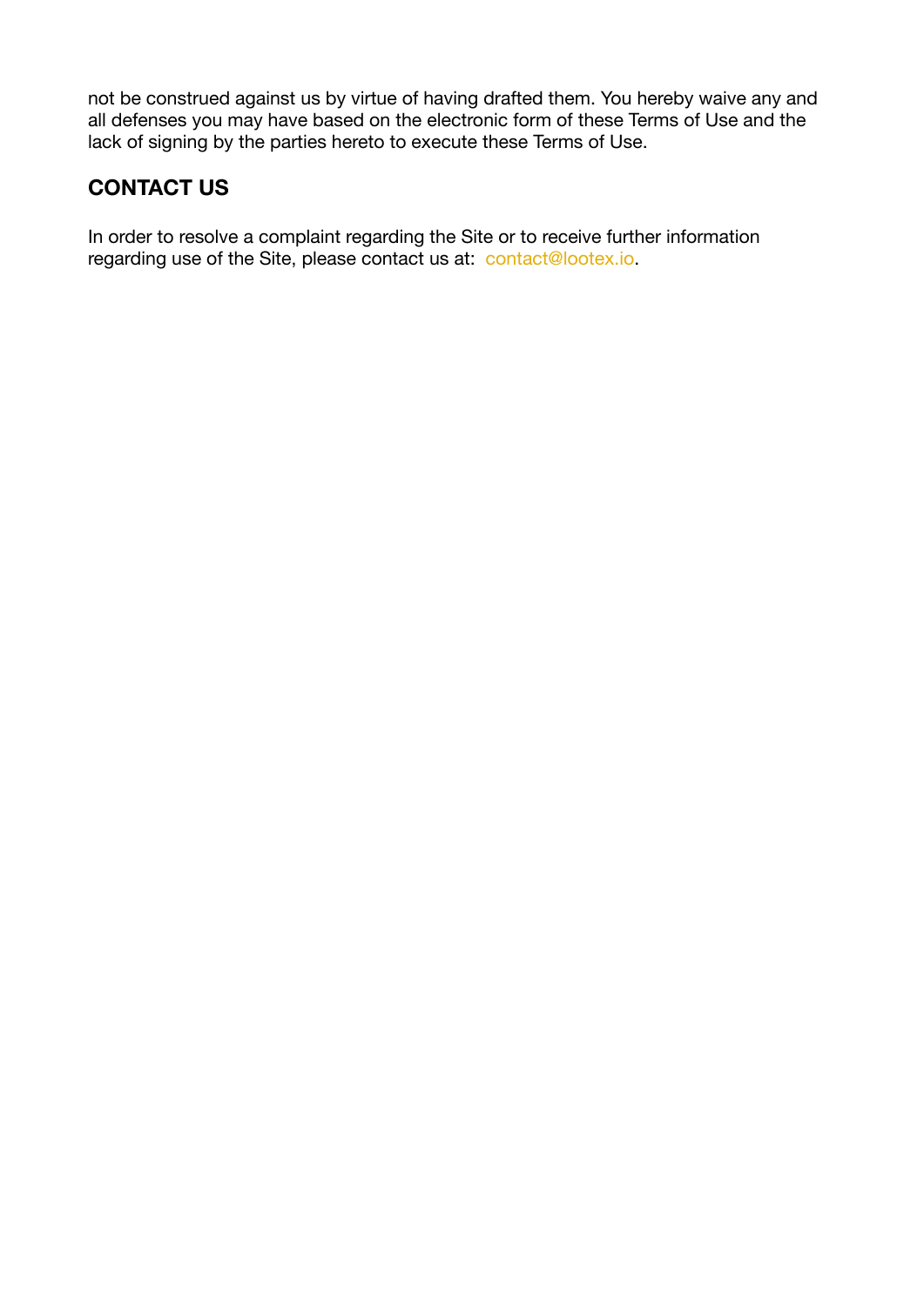not be construed against us by virtue of having drafted them. You hereby waive any and all defenses you may have based on the electronic form of these Terms of Use and the lack of signing by the parties hereto to execute these Terms of Use.

## CONTACT US

In order to resolve a complaint regarding the Site or to receive further information regarding use of the Site, please contact us at: contact@lootex.io.